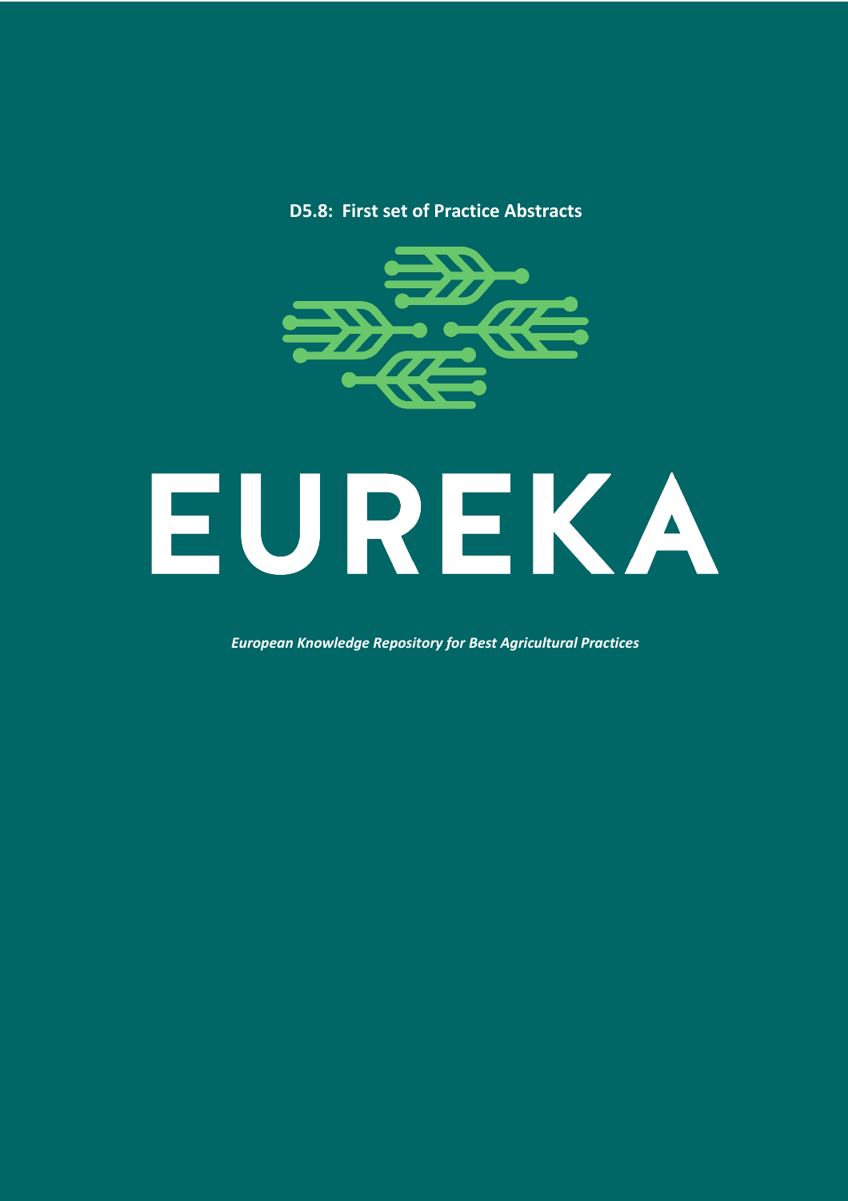**D5.8: First set of Practice Abstracts**

# EUREKA

***European Knowledge Repository for Best Agricultural Practices***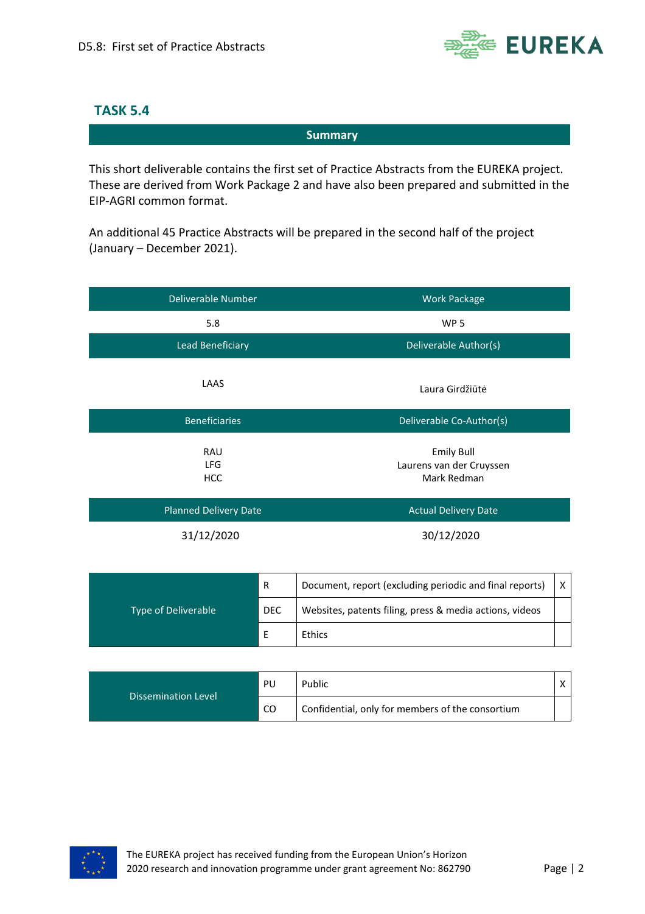## TASK 5.4

### Summary

This short deliverable contains the first set of Practice Abstracts from the EUREKA project. These are derived from Work Package 2 and have also been prepared and submitted in the EIP-AGRI common format.

An additional 45 Practice Abstracts will be prepared in the second half of the project (January – December 2021).

| Deliverable Number | Work Package |
|---|---|
| 5.8 | WP 5 |
| **Lead Beneficiary** | **Deliverable Author(s)** |
| LAAS | Laura Girdžiūtė |
| **Beneficiaries** | **Deliverable Co-Author(s)** |
| RAU<br>LFG<br>HCC | Emily Bull<br>Laurens van der Cruyssen<br>Mark Redman |
| **Planned Delivery Date** | **Actual Delivery Date** |
| 31/12/2020 | 30/12/2020 |

| Type of Deliverable | | | |
|---|---|---|---|
| | R | Document, report (excluding periodic and final reports) | X |
| | DEC | Websites, patents filing, press & media actions, videos | |
| | E | Ethics | |

| Dissemination Level | | | |
|---|---|---|---|
| | PU | Public | X |
| | CO | Confidential, only for members of the consortium | |

The EUREKA project has received funding from the European Union's Horizon 2020 research and innovation programme under grant agreement No: 862790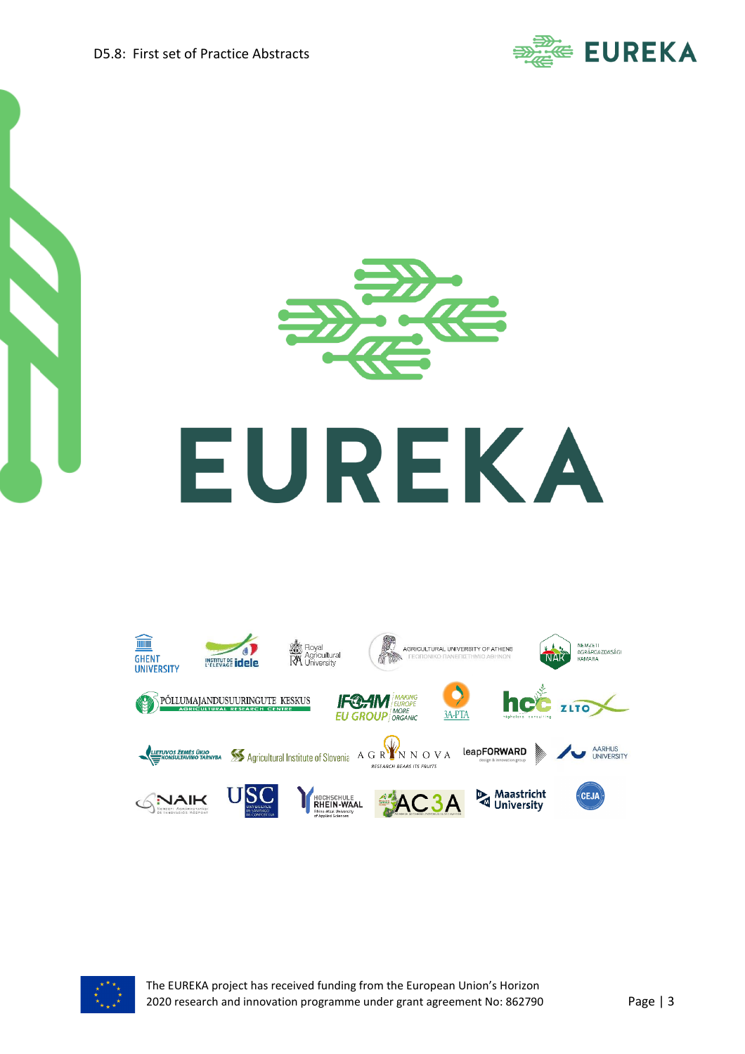# EUREKA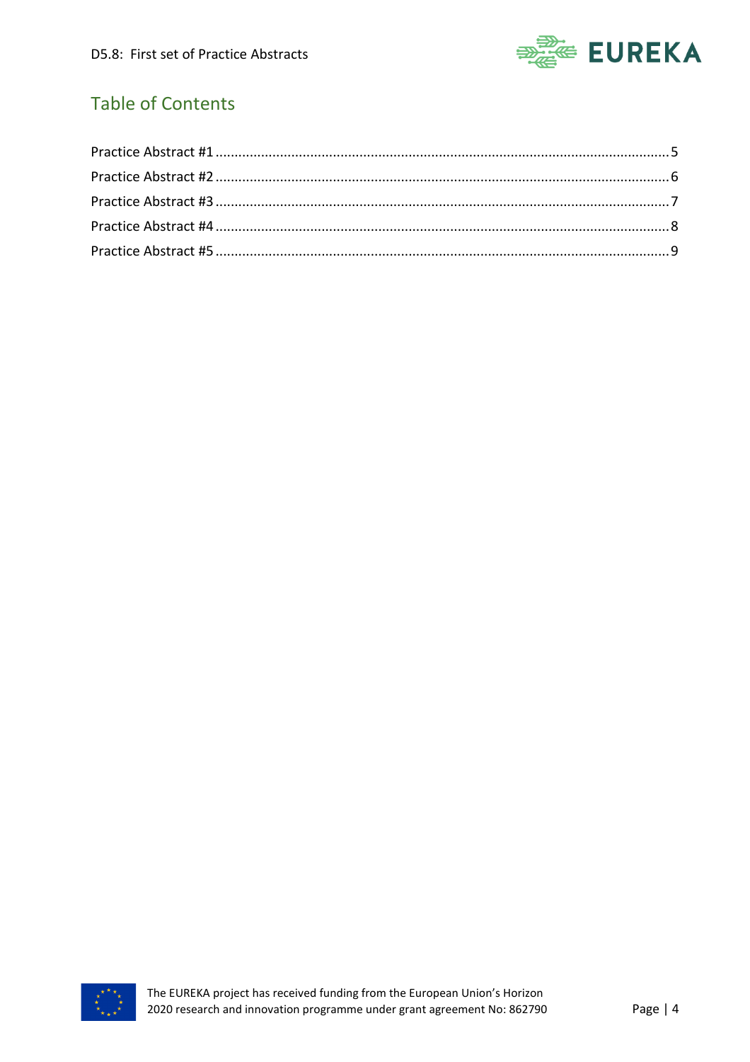## Table of Contents

Practice Abstract #1 ........................................................................ 5
Practice Abstract #2 ........................................................................ 6
Practice Abstract #3 ........................................................................ 7
Practice Abstract #4 ........................................................................ 8
Practice Abstract #5 ........................................................................ 9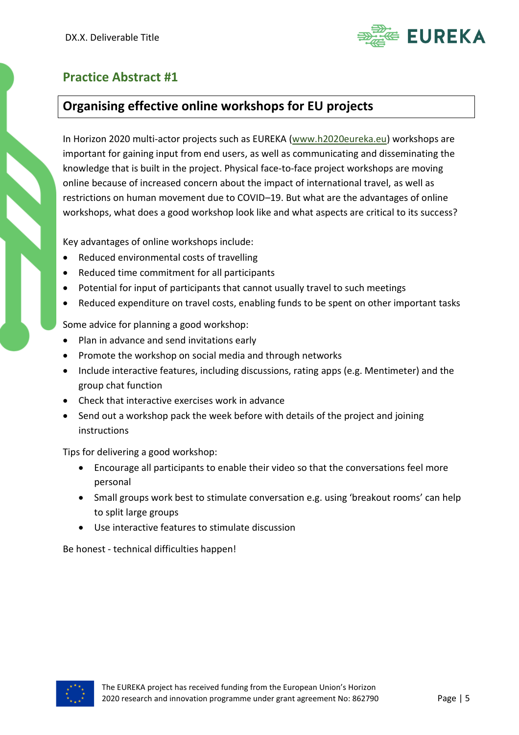## Practice Abstract #1

### Organising effective online workshops for EU projects

In Horizon 2020 multi-actor projects such as EUREKA (www.h2020eureka.eu) workshops are important for gaining input from end users, as well as communicating and disseminating the knowledge that is built in the project. Physical face-to-face project workshops are moving online because of increased concern about the impact of international travel, as well as restrictions on human movement due to COVID–19. But what are the advantages of online workshops, what does a good workshop look like and what aspects are critical to its success?

Key advantages of online workshops include:

- Reduced environmental costs of travelling
- Reduced time commitment for all participants
- Potential for input of participants that cannot usually travel to such meetings
- Reduced expenditure on travel costs, enabling funds to be spent on other important tasks

Some advice for planning a good workshop:

- Plan in advance and send invitations early
- Promote the workshop on social media and through networks
- Include interactive features, including discussions, rating apps (e.g. Mentimeter) and the group chat function
- Check that interactive exercises work in advance
- Send out a workshop pack the week before with details of the project and joining instructions

Tips for delivering a good workshop:

- Encourage all participants to enable their video so that the conversations feel more personal
- Small groups work best to stimulate conversation e.g. using 'breakout rooms' can help to split large groups
- Use interactive features to stimulate discussion

Be honest - technical difficulties happen!

The EUREKA project has received funding from the European Union's Horizon 2020 research and innovation programme under grant agreement No: 862790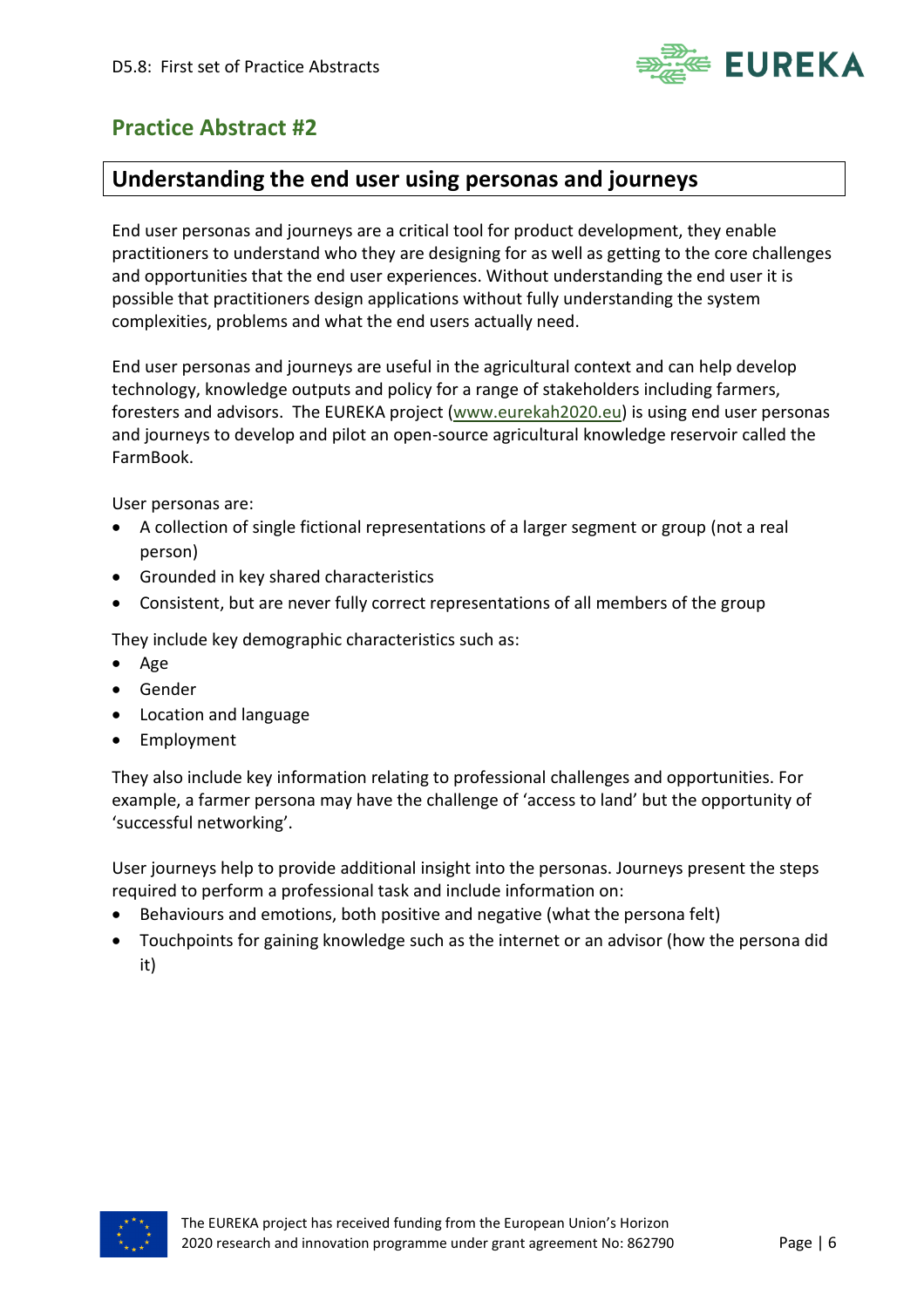## Practice Abstract #2

### Understanding the end user using personas and journeys

End user personas and journeys are a critical tool for product development, they enable practitioners to understand who they are designing for as well as getting to the core challenges and opportunities that the end user experiences. Without understanding the end user it is possible that practitioners design applications without fully understanding the system complexities, problems and what the end users actually need.

End user personas and journeys are useful in the agricultural context and can help develop technology, knowledge outputs and policy for a range of stakeholders including farmers, foresters and advisors. The EUREKA project (www.eurekah2020.eu) is using end user personas and journeys to develop and pilot an open-source agricultural knowledge reservoir called the FarmBook.

User personas are:

- A collection of single fictional representations of a larger segment or group (not a real person)
- Grounded in key shared characteristics
- Consistent, but are never fully correct representations of all members of the group

They include key demographic characteristics such as:

- Age
- Gender
- Location and language
- Employment

They also include key information relating to professional challenges and opportunities. For example, a farmer persona may have the challenge of 'access to land' but the opportunity of 'successful networking'.

User journeys help to provide additional insight into the personas. Journeys present the steps required to perform a professional task and include information on:

- Behaviours and emotions, both positive and negative (what the persona felt)
- Touchpoints for gaining knowledge such as the internet or an advisor (how the persona did it)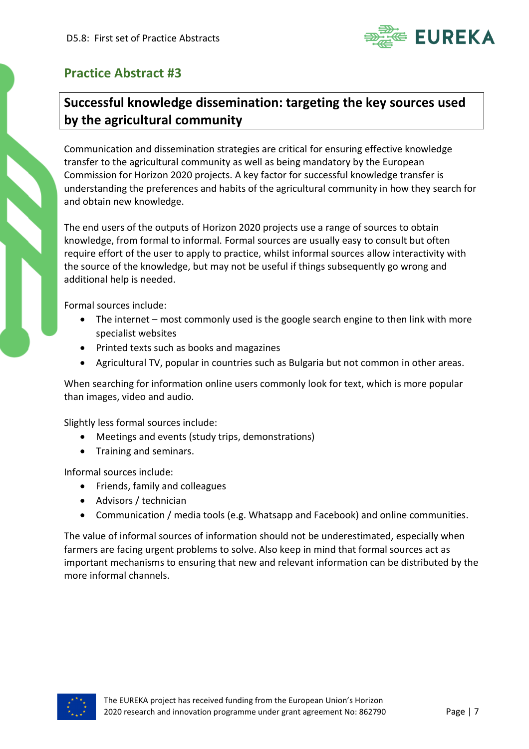## Practice Abstract #3

### Successful knowledge dissemination: targeting the key sources used by the agricultural community

Communication and dissemination strategies are critical for ensuring effective knowledge transfer to the agricultural community as well as being mandatory by the European Commission for Horizon 2020 projects. A key factor for successful knowledge transfer is understanding the preferences and habits of the agricultural community in how they search for and obtain new knowledge.

The end users of the outputs of Horizon 2020 projects use a range of sources to obtain knowledge, from formal to informal. Formal sources are usually easy to consult but often require effort of the user to apply to practice, whilst informal sources allow interactivity with the source of the knowledge, but may not be useful if things subsequently go wrong and additional help is needed.

Formal sources include:

- The internet – most commonly used is the google search engine to then link with more specialist websites
- Printed texts such as books and magazines
- Agricultural TV, popular in countries such as Bulgaria but not common in other areas.

When searching for information online users commonly look for text, which is more popular than images, video and audio.

Slightly less formal sources include:

- Meetings and events (study trips, demonstrations)
- Training and seminars.

Informal sources include:

- Friends, family and colleagues
- Advisors / technician
- Communication / media tools (e.g. Whatsapp and Facebook) and online communities.

The value of informal sources of information should not be underestimated, especially when farmers are facing urgent problems to solve. Also keep in mind that formal sources act as important mechanisms to ensuring that new and relevant information can be distributed by the more informal channels.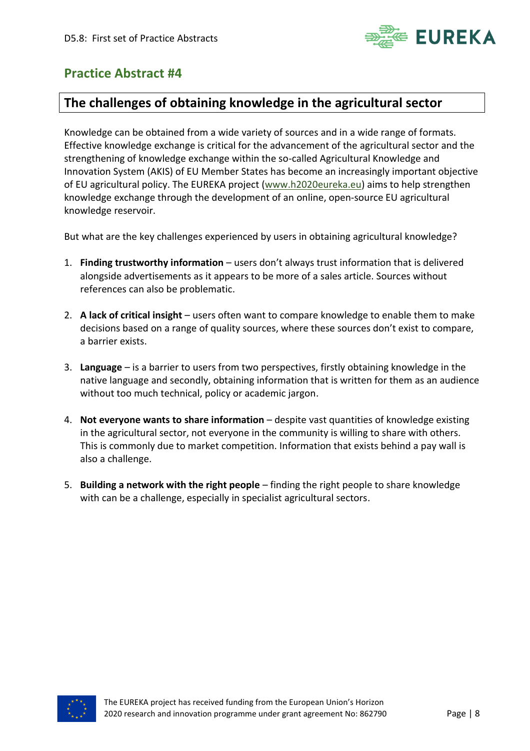## Practice Abstract #4

### The challenges of obtaining knowledge in the agricultural sector

Knowledge can be obtained from a wide variety of sources and in a wide range of formats. Effective knowledge exchange is critical for the advancement of the agricultural sector and the strengthening of knowledge exchange within the so-called Agricultural Knowledge and Innovation System (AKIS) of EU Member States has become an increasingly important objective of EU agricultural policy. The EUREKA project (www.h2020eureka.eu) aims to help strengthen knowledge exchange through the development of an online, open-source EU agricultural knowledge reservoir.

But what are the key challenges experienced by users in obtaining agricultural knowledge?

1. **Finding trustworthy information** – users don't always trust information that is delivered alongside advertisements as it appears to be more of a sales article. Sources without references can also be problematic.

2. **A lack of critical insight** – users often want to compare knowledge to enable them to make decisions based on a range of quality sources, where these sources don't exist to compare, a barrier exists.

3. **Language** – is a barrier to users from two perspectives, firstly obtaining knowledge in the native language and secondly, obtaining information that is written for them as an audience without too much technical, policy or academic jargon.

4. **Not everyone wants to share information** – despite vast quantities of knowledge existing in the agricultural sector, not everyone in the community is willing to share with others. This is commonly due to market competition. Information that exists behind a pay wall is also a challenge.

5. **Building a network with the right people** – finding the right people to share knowledge with can be a challenge, especially in specialist agricultural sectors.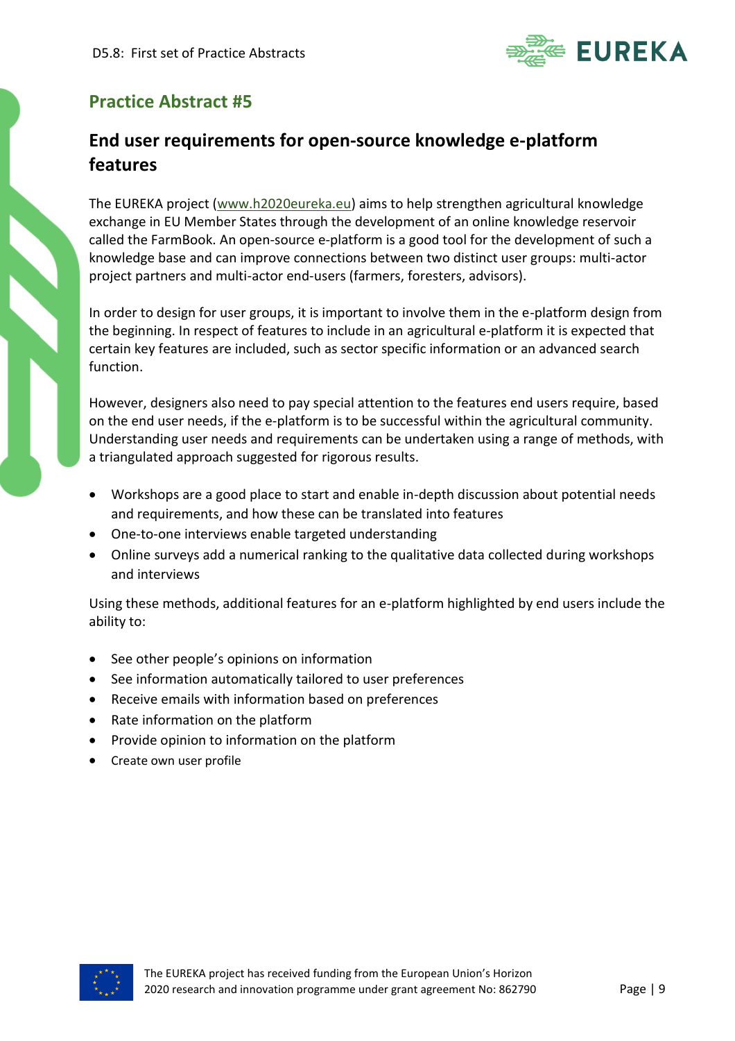## Practice Abstract #5

# End user requirements for open-source knowledge e-platform features

The EUREKA project (www.h2020eureka.eu) aims to help strengthen agricultural knowledge exchange in EU Member States through the development of an online knowledge reservoir called the FarmBook. An open-source e-platform is a good tool for the development of such a knowledge base and can improve connections between two distinct user groups: multi-actor project partners and multi-actor end-users (farmers, foresters, advisors).

In order to design for user groups, it is important to involve them in the e-platform design from the beginning. In respect of features to include in an agricultural e-platform it is expected that certain key features are included, such as sector specific information or an advanced search function.

However, designers also need to pay special attention to the features end users require, based on the end user needs, if the e-platform is to be successful within the agricultural community. Understanding user needs and requirements can be undertaken using a range of methods, with a triangulated approach suggested for rigorous results.

- Workshops are a good place to start and enable in-depth discussion about potential needs and requirements, and how these can be translated into features
- One-to-one interviews enable targeted understanding
- Online surveys add a numerical ranking to the qualitative data collected during workshops and interviews

Using these methods, additional features for an e-platform highlighted by end users include the ability to:

- See other people's opinions on information
- See information automatically tailored to user preferences
- Receive emails with information based on preferences
- Rate information on the platform
- Provide opinion to information on the platform
- Create own user profile